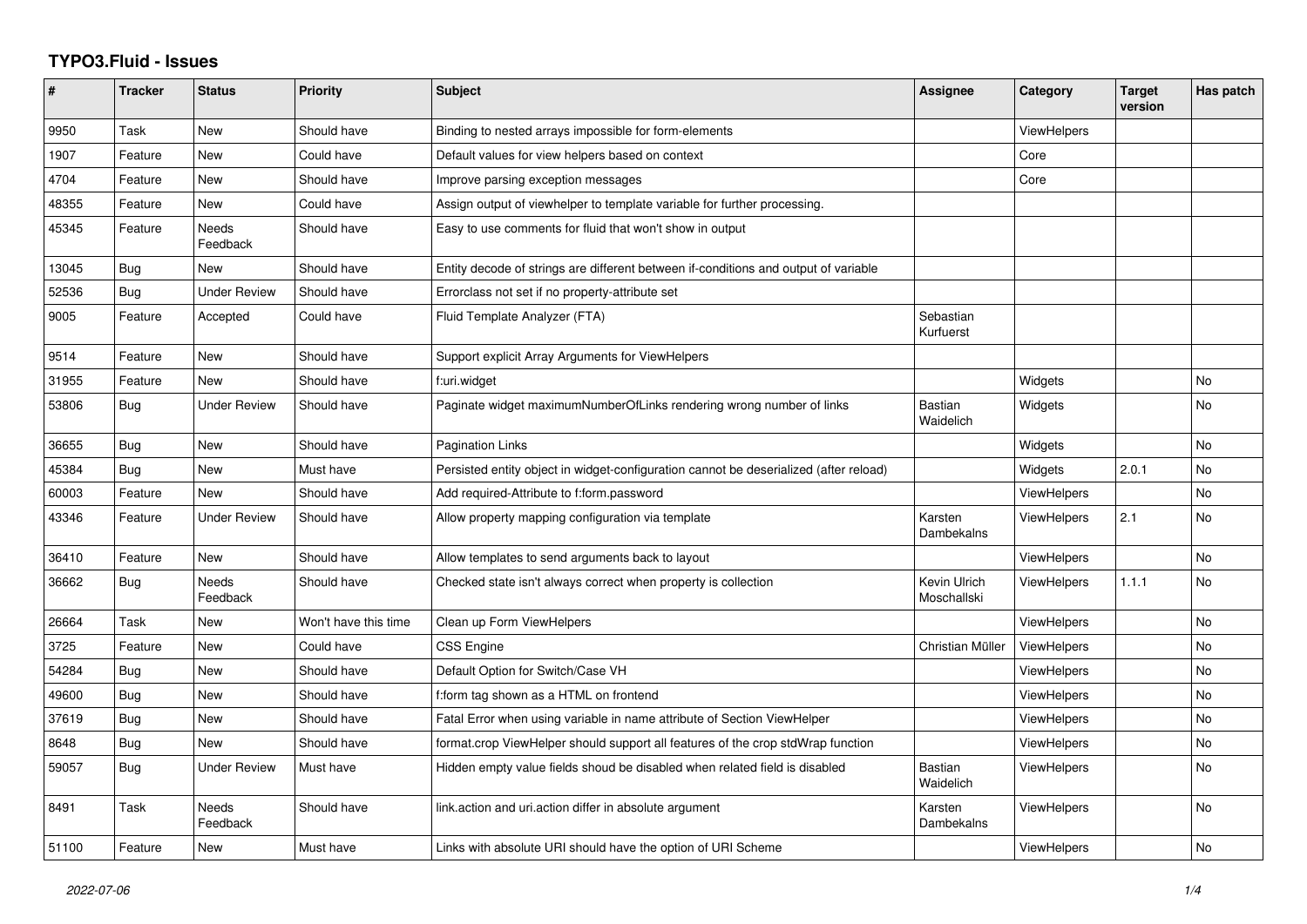# TYPO3.Fluid - Issues

| # | Tracker | Status | Priority | Subject | Assignee | Category | Target version | Has patch |
|---|---|---|---|---|---|---|---|---|
| 9950 | Task | New | Should have | Binding to nested arrays impossible for form-elements | | ViewHelpers | | |
| 1907 | Feature | New | Could have | Default values for view helpers based on context | | Core | | |
| 4704 | Feature | New | Should have | Improve parsing exception messages | | Core | | |
| 48355 | Feature | New | Could have | Assign output of viewhelper to template variable for further processing. | | | | |
| 45345 | Feature | Needs Feedback | Should have | Easy to use comments for fluid that won't show in output | | | | |
| 13045 | Bug | New | Should have | Entity decode of strings are different between if-conditions and output of variable | | | | |
| 52536 | Bug | Under Review | Should have | Errorclass not set if no property-attribute set | | | | |
| 9005 | Feature | Accepted | Could have | Fluid Template Analyzer (FTA) | Sebastian Kurfuerst | | | |
| 9514 | Feature | New | Should have | Support explicit Array Arguments for ViewHelpers | | | | |
| 31955 | Feature | New | Should have | f:uri.widget | | Widgets | | No |
| 53806 | Bug | Under Review | Should have | Paginate widget maximumNumberOfLinks rendering wrong number of links | Bastian Waidelich | Widgets | | No |
| 36655 | Bug | New | Should have | Pagination Links | | Widgets | | No |
| 45384 | Bug | New | Must have | Persisted entity object in widget-configuration cannot be deserialized (after reload) | | Widgets | 2.0.1 | No |
| 60003 | Feature | New | Should have | Add required-Attribute to f:form.password | | ViewHelpers | | No |
| 43346 | Feature | Under Review | Should have | Allow property mapping configuration via template | Karsten Dambekalns | ViewHelpers | 2.1 | No |
| 36410 | Feature | New | Should have | Allow templates to send arguments back to layout | | ViewHelpers | | No |
| 36662 | Bug | Needs Feedback | Should have | Checked state isn't always correct when property is collection | Kevin Ulrich Moschallski | ViewHelpers | 1.1.1 | No |
| 26664 | Task | New | Won't have this time | Clean up Form ViewHelpers | | ViewHelpers | | No |
| 3725 | Feature | New | Could have | CSS Engine | Christian Müller | ViewHelpers | | No |
| 54284 | Bug | New | Should have | Default Option for Switch/Case VH | | ViewHelpers | | No |
| 49600 | Bug | New | Should have | f:form tag shown as a HTML on frontend | | ViewHelpers | | No |
| 37619 | Bug | New | Should have | Fatal Error when using variable in name attribute of Section ViewHelper | | ViewHelpers | | No |
| 8648 | Bug | New | Should have | format.crop ViewHelper should support all features of the crop stdWrap function | | ViewHelpers | | No |
| 59057 | Bug | Under Review | Must have | Hidden empty value fields shoud be disabled when related field is disabled | Bastian Waidelich | ViewHelpers | | No |
| 8491 | Task | Needs Feedback | Should have | link.action and uri.action differ in absolute argument | Karsten Dambekalns | ViewHelpers | | No |
| 51100 | Feature | New | Must have | Links with absolute URI should have the option of URI Scheme | | ViewHelpers | | No |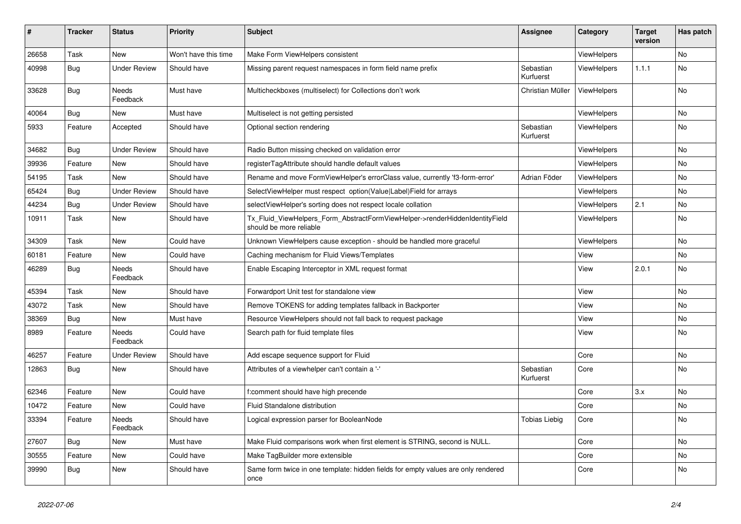| # | Tracker | Status | Priority | Subject | Assignee | Category | Target version | Has patch |
|---|---|---|---|---|---|---|---|---|
| 26658 | Task | New | Won't have this time | Make Form ViewHelpers consistent | | ViewHelpers | | No |
| 40998 | Bug | Under Review | Should have | Missing parent request namespaces in form field name prefix | Sebastian Kurfuerst | ViewHelpers | 1.1.1 | No |
| 33628 | Bug | Needs Feedback | Must have | Multicheckboxes (multiselect) for Collections don't work | Christian Müller | ViewHelpers | | No |
| 40064 | Bug | New | Must have | Multiselect is not getting persisted | | ViewHelpers | | No |
| 5933 | Feature | Accepted | Should have | Optional section rendering | Sebastian Kurfuerst | ViewHelpers | | No |
| 34682 | Bug | Under Review | Should have | Radio Button missing checked on validation error | | ViewHelpers | | No |
| 39936 | Feature | New | Should have | registerTagAttribute should handle default values | | ViewHelpers | | No |
| 54195 | Task | New | Should have | Rename and move FormViewHelper's errorClass value, currently 'f3-form-error' | Adrian Föder | ViewHelpers | | No |
| 65424 | Bug | Under Review | Should have | SelectViewHelper must respect option(Value\|Label)Field for arrays | | ViewHelpers | | No |
| 44234 | Bug | Under Review | Should have | selectViewHelper's sorting does not respect locale collation | | ViewHelpers | 2.1 | No |
| 10911 | Task | New | Should have | Tx_Fluid_ViewHelpers_Form_AbstractFormViewHelper->renderHiddenIdentityField should be more reliable | | ViewHelpers | | No |
| 34309 | Task | New | Could have | Unknown ViewHelpers cause exception - should be handled more graceful | | ViewHelpers | | No |
| 60181 | Feature | New | Could have | Caching mechanism for Fluid Views/Templates | | View | | No |
| 46289 | Bug | Needs Feedback | Should have | Enable Escaping Interceptor in XML request format | | View | 2.0.1 | No |
| 45394 | Task | New | Should have | Forwardport Unit test for standalone view | | View | | No |
| 43072 | Task | New | Should have | Remove TOKENS for adding templates fallback in Backporter | | View | | No |
| 38369 | Bug | New | Must have | Resource ViewHelpers should not fall back to request package | | View | | No |
| 8989 | Feature | Needs Feedback | Could have | Search path for fluid template files | | View | | No |
| 46257 | Feature | Under Review | Should have | Add escape sequence support for Fluid | | Core | | No |
| 12863 | Bug | New | Should have | Attributes of a viewhelper can't contain a '-' | Sebastian Kurfuerst | Core | | No |
| 62346 | Feature | New | Could have | f:comment should have high precende | | Core | 3.x | No |
| 10472 | Feature | New | Could have | Fluid Standalone distribution | | Core | | No |
| 33394 | Feature | Needs Feedback | Should have | Logical expression parser for BooleanNode | Tobias Liebig | Core | | No |
| 27607 | Bug | New | Must have | Make Fluid comparisons work when first element is STRING, second is NULL. | | Core | | No |
| 30555 | Feature | New | Could have | Make TagBuilder more extensible | | Core | | No |
| 39990 | Bug | New | Should have | Same form twice in one template: hidden fields for empty values are only rendered once | | Core | | No |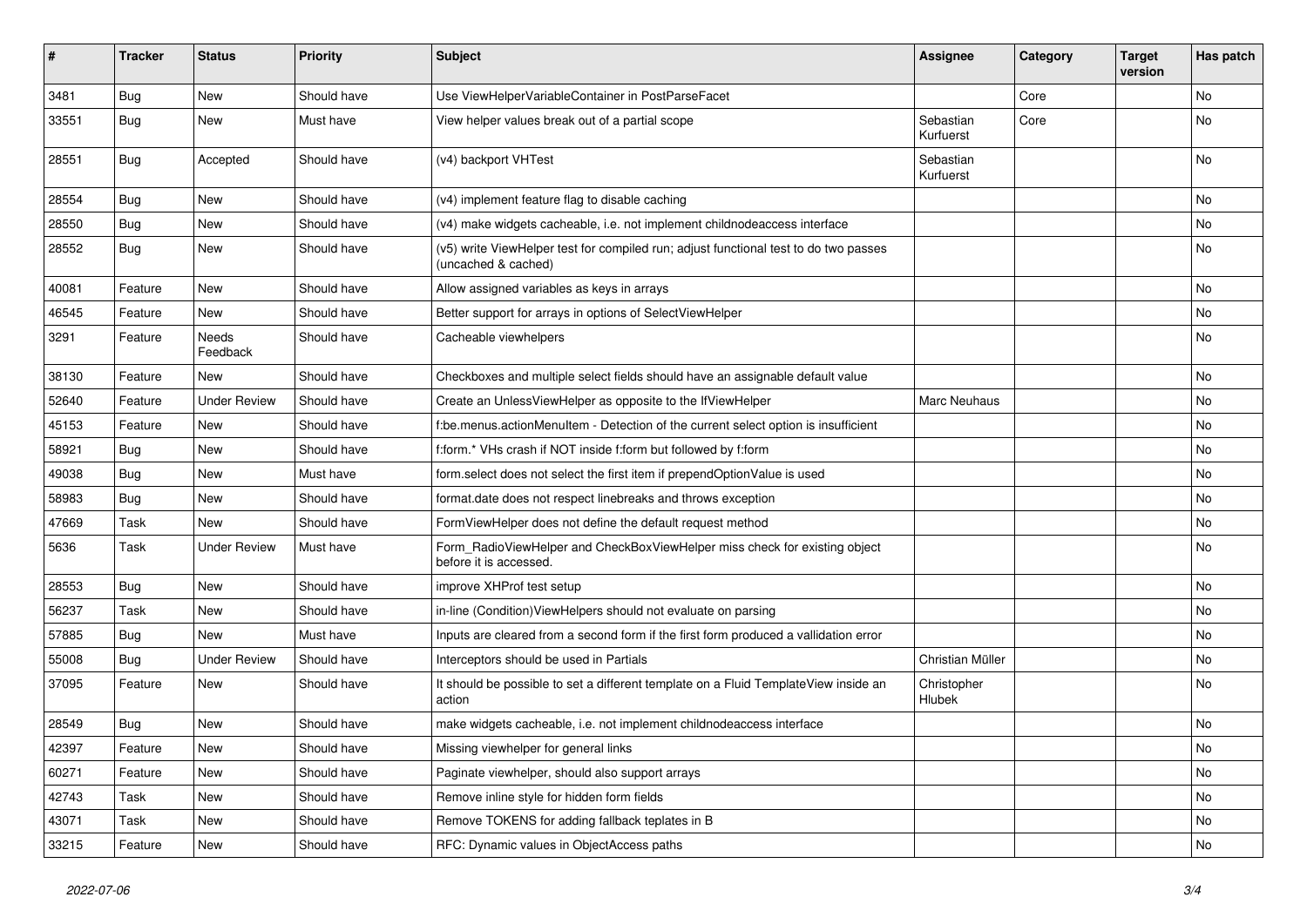| # | Tracker | Status | Priority | Subject | Assignee | Category | Target version | Has patch |
|---|---|---|---|---|---|---|---|---|
| 3481 | Bug | New | Should have | Use ViewHelperVariableContainer in PostParseFacet | | Core | | No |
| 33551 | Bug | New | Must have | View helper values break out of a partial scope | Sebastian Kurfuerst | Core | | No |
| 28551 | Bug | Accepted | Should have | (v4) backport VHTest | Sebastian Kurfuerst | | | No |
| 28554 | Bug | New | Should have | (v4) implement feature flag to disable caching | | | | No |
| 28550 | Bug | New | Should have | (v4) make widgets cacheable, i.e. not implement childnodeaccess interface | | | | No |
| 28552 | Bug | New | Should have | (v5) write ViewHelper test for compiled run; adjust functional test to do two passes (uncached & cached) | | | | No |
| 40081 | Feature | New | Should have | Allow assigned variables as keys in arrays | | | | No |
| 46545 | Feature | New | Should have | Better support for arrays in options of SelectViewHelper | | | | No |
| 3291 | Feature | Needs Feedback | Should have | Cacheable viewhelpers | | | | No |
| 38130 | Feature | New | Should have | Checkboxes and multiple select fields should have an assignable default value | | | | No |
| 52640 | Feature | Under Review | Should have | Create an UnlessViewHelper as opposite to the IfViewHelper | Marc Neuhaus | | | No |
| 45153 | Feature | New | Should have | f:be.menus.actionMenuItem - Detection of the current select option is insufficient | | | | No |
| 58921 | Bug | New | Should have | f:form.* VHs crash if NOT inside f:form but followed by f:form | | | | No |
| 49038 | Bug | New | Must have | form.select does not select the first item if prependOptionValue is used | | | | No |
| 58983 | Bug | New | Should have | format.date does not respect linebreaks and throws exception | | | | No |
| 47669 | Task | New | Should have | FormViewHelper does not define the default request method | | | | No |
| 5636 | Task | Under Review | Must have | Form_RadioViewHelper and CheckBoxViewHelper miss check for existing object before it is accessed. | | | | No |
| 28553 | Bug | New | Should have | improve XHProf test setup | | | | No |
| 56237 | Task | New | Should have | in-line (Condition)ViewHelpers should not evaluate on parsing | | | | No |
| 57885 | Bug | New | Must have | Inputs are cleared from a second form if the first form produced a vallidation error | | | | No |
| 55008 | Bug | Under Review | Should have | Interceptors should be used in Partials | Christian Müller | | | No |
| 37095 | Feature | New | Should have | It should be possible to set a different template on a Fluid TemplateView inside an action | Christopher Hlubek | | | No |
| 28549 | Bug | New | Should have | make widgets cacheable, i.e. not implement childnodeaccess interface | | | | No |
| 42397 | Feature | New | Should have | Missing viewhelper for general links | | | | No |
| 60271 | Feature | New | Should have | Paginate viewhelper, should also support arrays | | | | No |
| 42743 | Task | New | Should have | Remove inline style for hidden form fields | | | | No |
| 43071 | Task | New | Should have | Remove TOKENS for adding fallback teplates in B | | | | No |
| 33215 | Feature | New | Should have | RFC: Dynamic values in ObjectAccess paths | | | | No |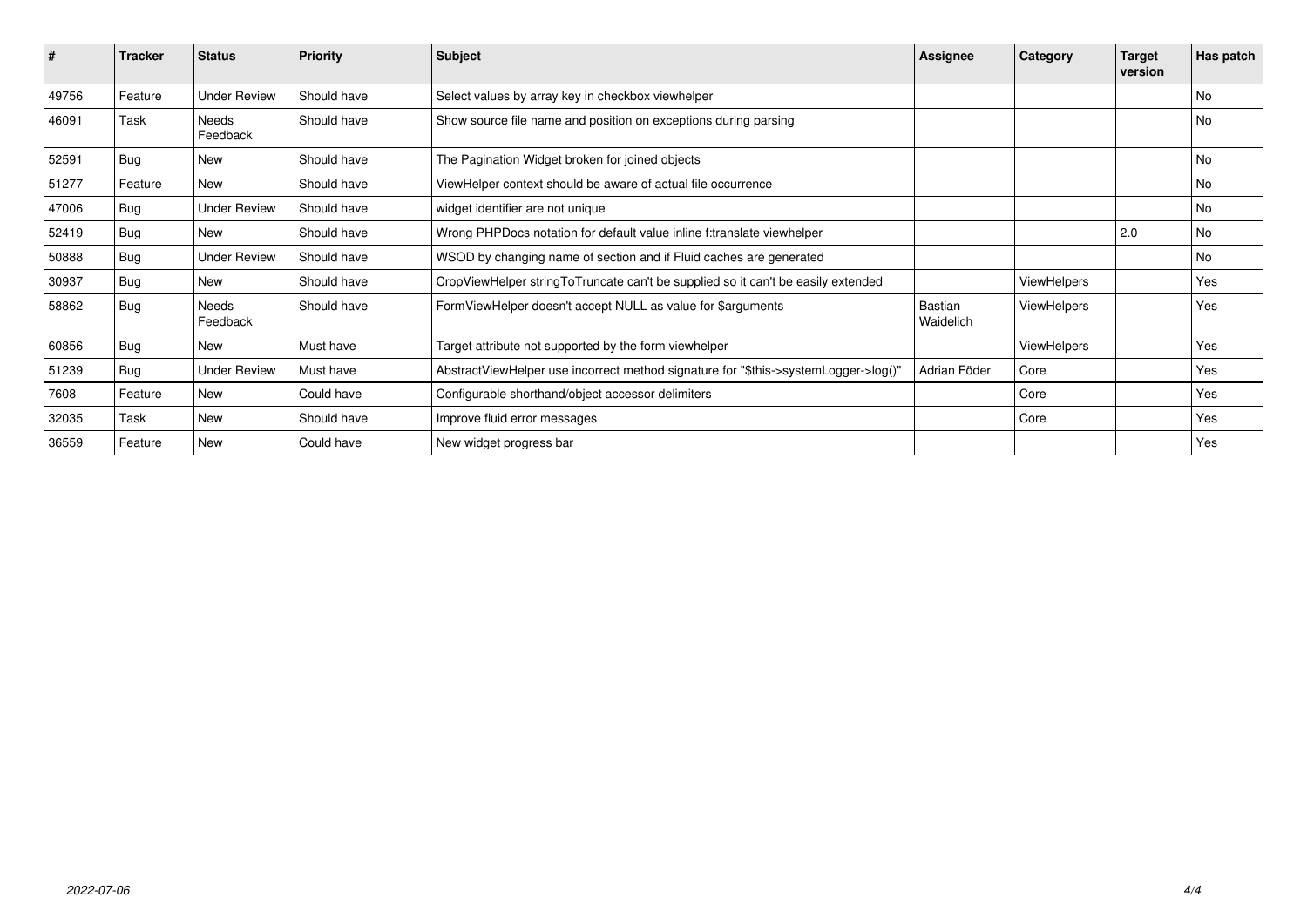| # | Tracker | Status | Priority | Subject | Assignee | Category | Target version | Has patch |
|---|---|---|---|---|---|---|---|---|
| 49756 | Feature | Under Review | Should have | Select values by array key in checkbox viewhelper | | | | No |
| 46091 | Task | Needs Feedback | Should have | Show source file name and position on exceptions during parsing | | | | No |
| 52591 | Bug | New | Should have | The Pagination Widget broken for joined objects | | | | No |
| 51277 | Feature | New | Should have | ViewHelper context should be aware of actual file occurrence | | | | No |
| 47006 | Bug | Under Review | Should have | widget identifier are not unique | | | | No |
| 52419 | Bug | New | Should have | Wrong PHPDocs notation for default value inline f:translate viewhelper | | | 2.0 | No |
| 50888 | Bug | Under Review | Should have | WSOD by changing name of section and if Fluid caches are generated | | | | No |
| 30937 | Bug | New | Should have | CropViewHelper stringToTruncate can't be supplied so it can't be easily extended | | ViewHelpers | | Yes |
| 58862 | Bug | Needs Feedback | Should have | FormViewHelper doesn't accept NULL as value for $arguments | Bastian Waidelich | ViewHelpers | | Yes |
| 60856 | Bug | New | Must have | Target attribute not supported by the form viewhelper | | ViewHelpers | | Yes |
| 51239 | Bug | Under Review | Must have | AbstractViewHelper use incorrect method signature for "$this->systemLogger->log()" | Adrian Föder | Core | | Yes |
| 7608 | Feature | New | Could have | Configurable shorthand/object accessor delimiters | | Core | | Yes |
| 32035 | Task | New | Should have | Improve fluid error messages | | Core | | Yes |
| 36559 | Feature | New | Could have | New widget progress bar | | | | Yes |